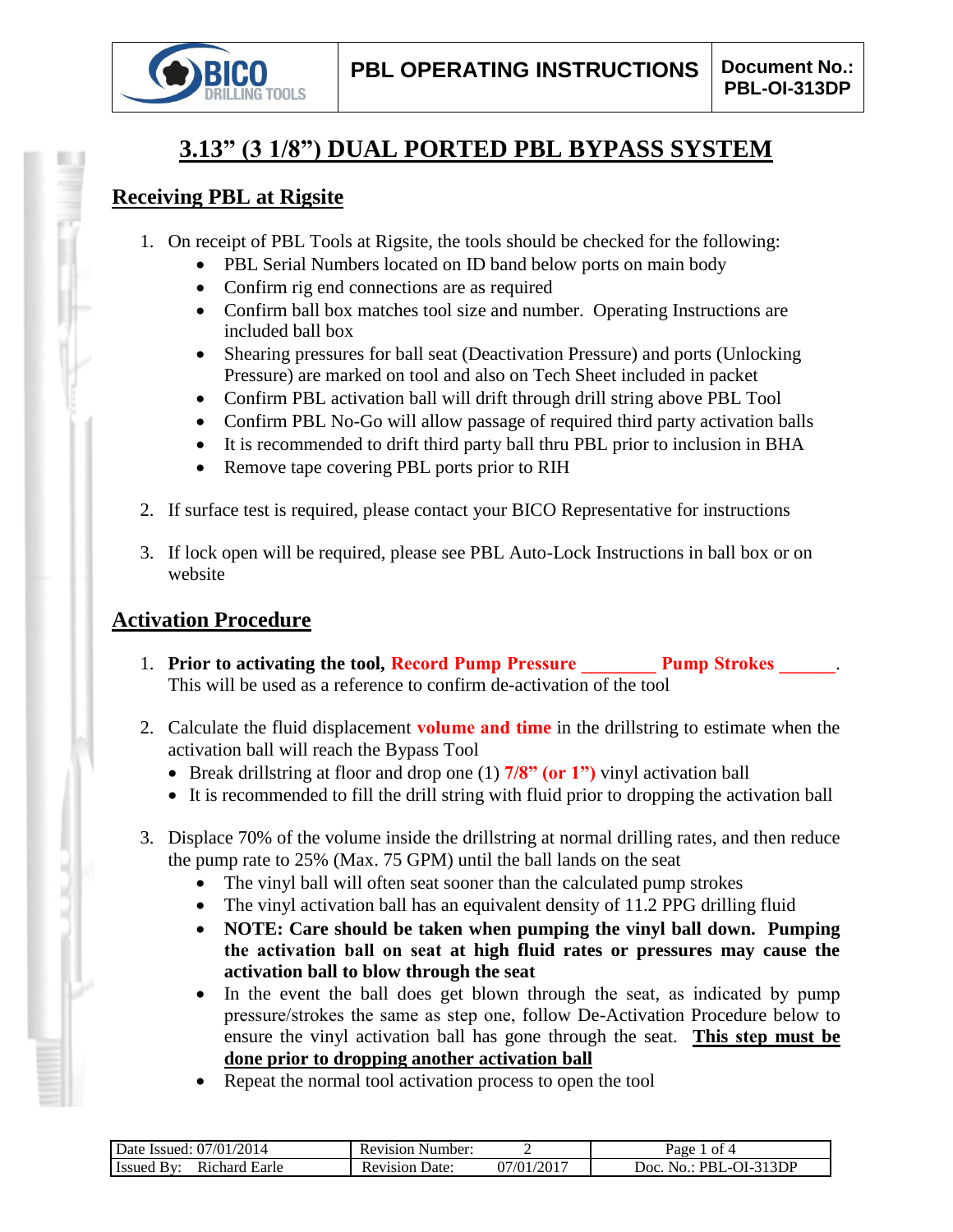# 3.13" (3 1/8") DUAL PORTED PBL BYPASS SYSTEM

## Receiving PBL at Rigsite

1. On receipt of PBL Tools at Rigsite, the tools should be checked for the following:
   - PBL Serial Numbers located on ID band below ports on main body
   - Confirm rig end connections are as required
   - Confirm ball box matches tool size and number. Operating Instructions are included ball box
   - Shearing pressures for ball seat (Deactivation Pressure) and ports (Unlocking Pressure) are marked on tool and also on Tech Sheet included in packet
   - Confirm PBL activation ball will drift through drill string above PBL Tool
   - Confirm PBL No-Go will allow passage of required third party activation balls
   - It is recommended to drift third party ball thru PBL prior to inclusion in BHA
   - Remove tape covering PBL ports prior to RIH

2. If surface test is required, please contact your BICO Representative for instructions

3. If lock open will be required, please see PBL Auto-Lock Instructions in ball box or on website

## Activation Procedure

1. **Prior to activating the tool, Record Pump Pressure ________ Pump Strokes ______.** This will be used as a reference to confirm de-activation of the tool

2. Calculate the fluid displacement **volume and time** in the drillstring to estimate when the activation ball will reach the Bypass Tool
   - Break drillstring at floor and drop one (1) **7/8" (or 1")** vinyl activation ball
   - It is recommended to fill the drill string with fluid prior to dropping the activation ball

3. Displace 70% of the volume inside the drillstring at normal drilling rates, and then reduce the pump rate to 25% (Max. 75 GPM) until the ball lands on the seat
   - The vinyl ball will often seat sooner than the calculated pump strokes
   - The vinyl activation ball has an equivalent density of 11.2 PPG drilling fluid
   - **NOTE: Care should be taken when pumping the vinyl ball down. Pumping the activation ball on seat at high fluid rates or pressures may cause the activation ball to blow through the seat**
   - In the event the ball does get blown through the seat, as indicated by pump pressure/strokes the same as step one, follow De-Activation Procedure below to ensure the vinyl activation ball has gone through the seat. **This step must be done prior to dropping another activation ball**
   - Repeat the normal tool activation process to open the tool

| Date Issued: 07/01/2014 | Revision Number: | 2 |
|---|---|---|
| Issued By: Richard Earle | Revision Date: | 07/01/2017 |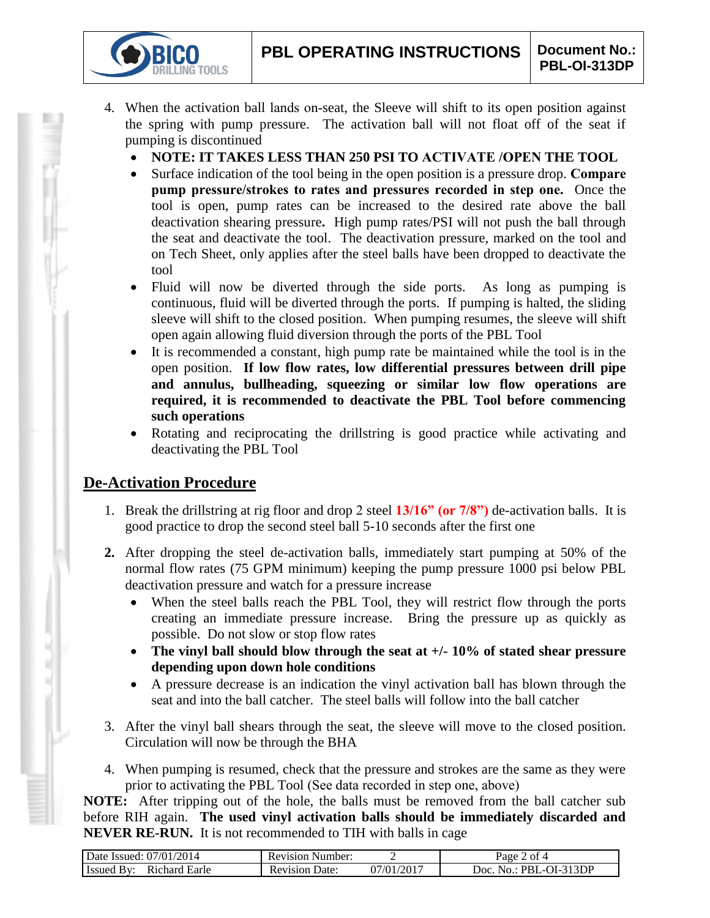4. When the activation ball lands on-seat, the Sleeve will shift to its open position against the spring with pump pressure. The activation ball will not float off of the seat if pumping is discontinued
   - **NOTE: IT TAKES LESS THAN 250 PSI TO ACTIVATE /OPEN THE TOOL**
   - Surface indication of the tool being in the open position is a pressure drop. **Compare pump pressure/strokes to rates and pressures recorded in step one.** Once the tool is open, pump rates can be increased to the desired rate above the ball deactivation shearing pressure**.** High pump rates/PSI will not push the ball through the seat and deactivate the tool. The deactivation pressure, marked on the tool and on Tech Sheet, only applies after the steel balls have been dropped to deactivate the tool
   - Fluid will now be diverted through the side ports. As long as pumping is continuous, fluid will be diverted through the ports. If pumping is halted, the sliding sleeve will shift to the closed position. When pumping resumes, the sleeve will shift open again allowing fluid diversion through the ports of the PBL Tool
   - It is recommended a constant, high pump rate be maintained while the tool is in the open position. **If low flow rates, low differential pressures between drill pipe and annulus, bullheading, squeezing or similar low flow operations are required, it is recommended to deactivate the PBL Tool before commencing such operations**
   - Rotating and reciprocating the drillstring is good practice while activating and deactivating the PBL Tool

## De-Activation Procedure

1. Break the drillstring at rig floor and drop 2 steel **13/16" (or 7/8")** de-activation balls. It is good practice to drop the second steel ball 5-10 seconds after the first one

2. After dropping the steel de-activation balls, immediately start pumping at 50% of the normal flow rates (75 GPM minimum) keeping the pump pressure 1000 psi below PBL deactivation pressure and watch for a pressure increase
   - When the steel balls reach the PBL Tool, they will restrict flow through the ports creating an immediate pressure increase. Bring the pressure up as quickly as possible. Do not slow or stop flow rates
   - **The vinyl ball should blow through the seat at +/- 10% of stated shear pressure depending upon down hole conditions**
   - A pressure decrease is an indication the vinyl activation ball has blown through the seat and into the ball catcher. The steel balls will follow into the ball catcher

3. After the vinyl ball shears through the seat, the sleeve will move to the closed position. Circulation will now be through the BHA

4. When pumping is resumed, check that the pressure and strokes are the same as they were prior to activating the PBL Tool (See data recorded in step one, above)

**NOTE:** After tripping out of the hole, the balls must be removed from the ball catcher sub before RIH again. **The used vinyl activation balls should be immediately discarded and NEVER RE-RUN.** It is not recommended to TIH with balls in cage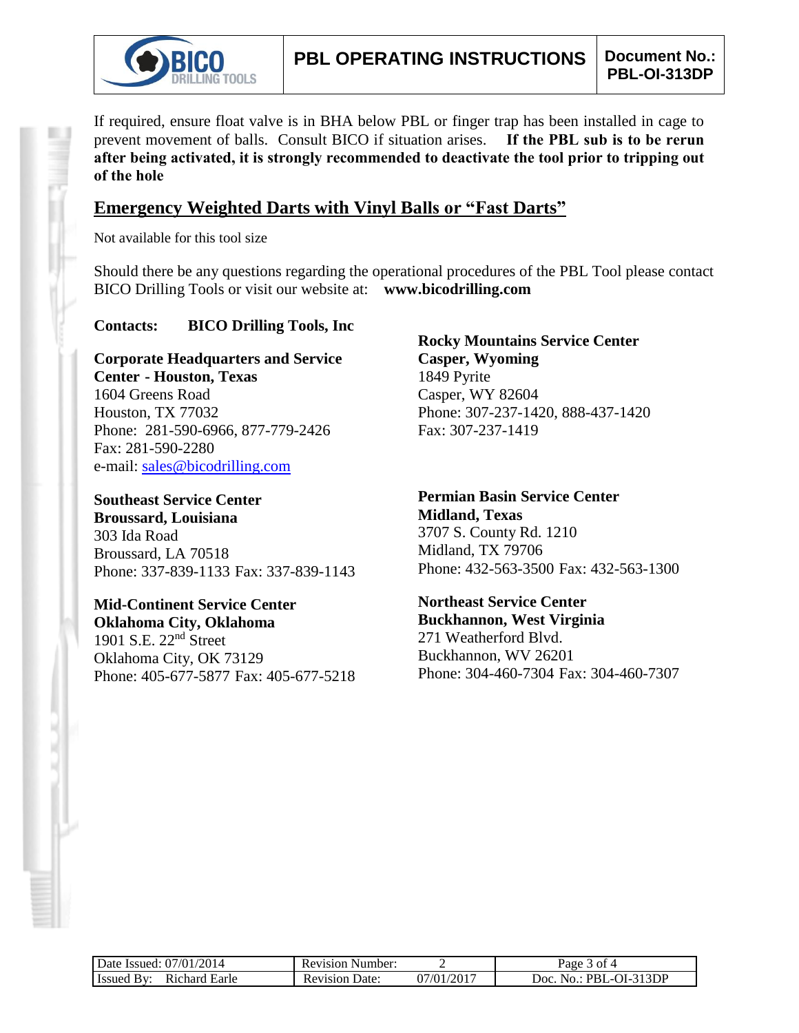If required, ensure float valve is in BHA below PBL or finger trap has been installed in cage to prevent movement of balls. Consult BICO if situation arises. **If the PBL sub is to be rerun after being activated, it is strongly recommended to deactivate the tool prior to tripping out of the hole**

## Emergency Weighted Darts with Vinyl Balls or "Fast Darts"

Not available for this tool size

Should there be any questions regarding the operational procedures of the PBL Tool please contact BICO Drilling Tools or visit our website at: **www.bicodrilling.com**

**Contacts: BICO Drilling Tools, Inc**

**Corporate Headquarters and Service Center - Houston, Texas**
1604 Greens Road
Houston, TX 77032
Phone: 281-590-6966, 877-779-2426
Fax: 281-590-2280
e-mail: sales@bicodrilling.com

**Southeast Service Center**
**Broussard, Louisiana**
303 Ida Road
Broussard, LA 70518
Phone: 337-839-1133 Fax: 337-839-1143

**Mid-Continent Service Center**
**Oklahoma City, Oklahoma**
1901 S.E. 22nd Street
Oklahoma City, OK 73129
Phone: 405-677-5877 Fax: 405-677-5218

**Rocky Mountains Service Center**
**Casper, Wyoming**
1849 Pyrite
Casper, WY 82604
Phone: 307-237-1420, 888-437-1420
Fax: 307-237-1419

**Permian Basin Service Center**
**Midland, Texas**
3707 S. County Rd. 1210
Midland, TX 79706
Phone: 432-563-3500 Fax: 432-563-1300

**Northeast Service Center**
**Buckhannon, West Virginia**
271 Weatherford Blvd.
Buckhannon, WV 26201
Phone: 304-460-7304 Fax: 304-460-7307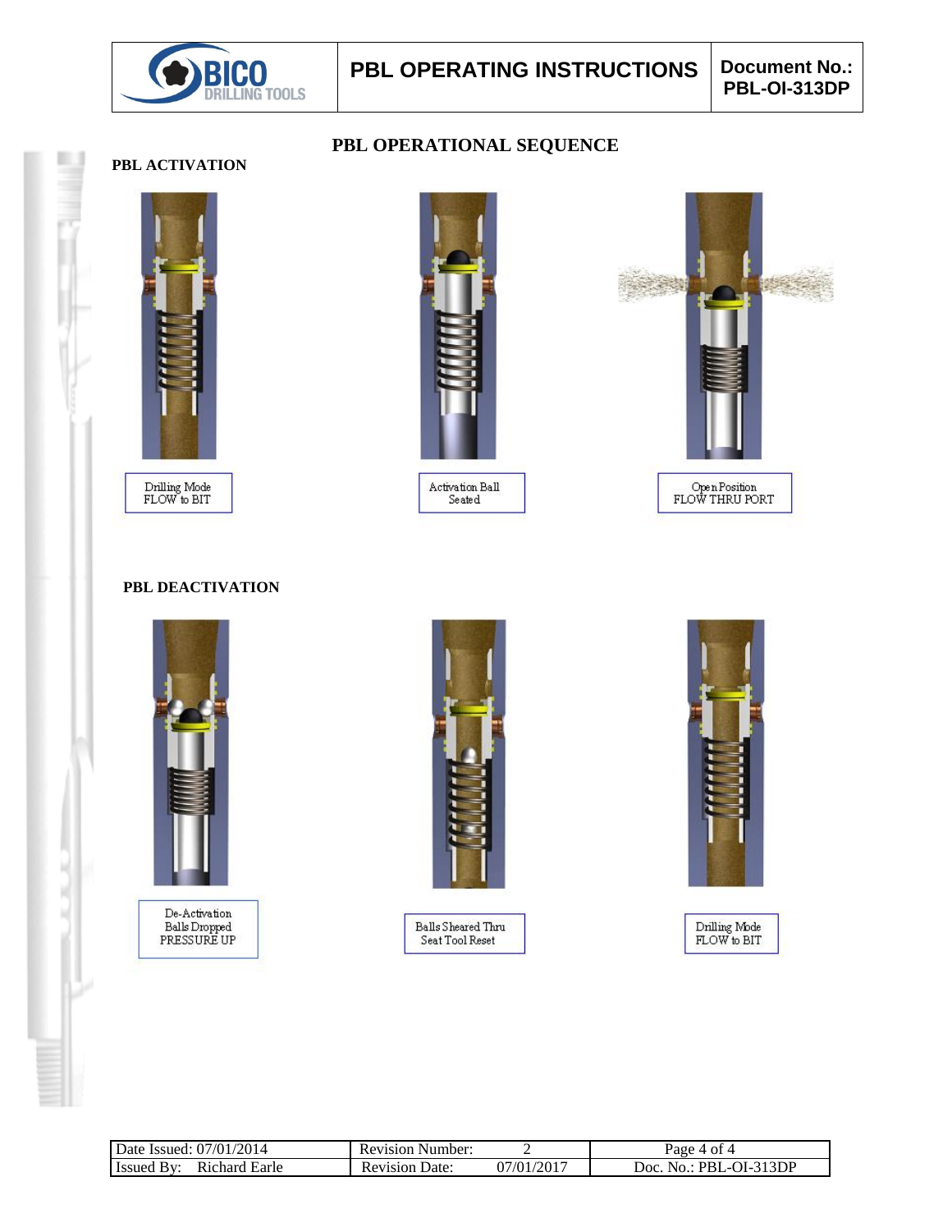## PBL OPERATIONAL SEQUENCE

### PBL ACTIVATION

Drilling Mode
FLOW to BIT

Activation Ball
Seated

Open Position
FLOW THRU PORT

### PBL DEACTIVATION

De-Activation
Balls Dropped
PRESSURE UP

Balls Sheared Thru
Seat Tool Reset

Drilling Mode
FLOW to BIT

| | | |
|---|---|---|
| Date Issued: 07/01/2014 | Revision Number: 2 | Page 4 of 4 |
| Issued By: Richard Earle | Revision Date: 07/01/2017 | Doc. No.: PBL-OI-313DP |